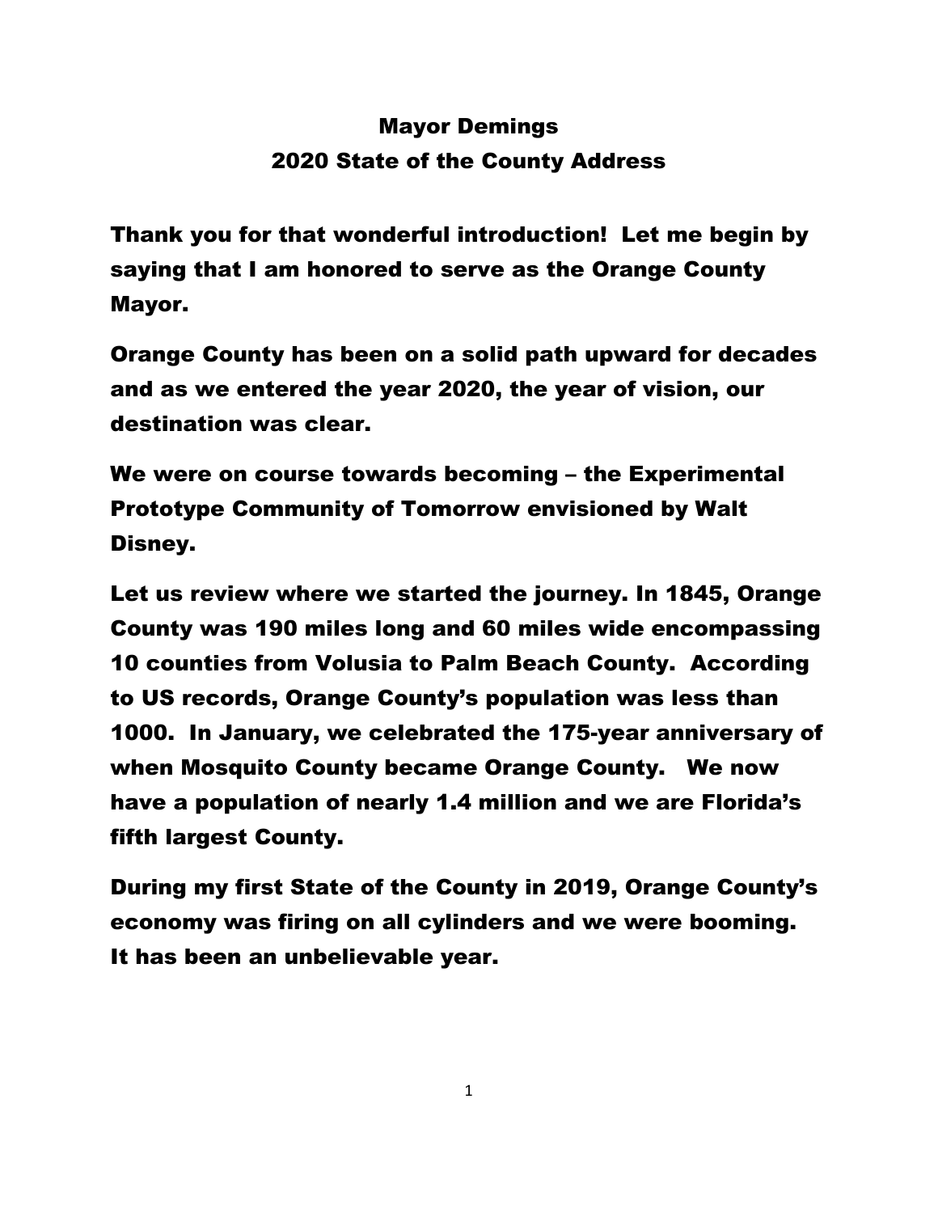# Mayor Demings
## 2020 State of the County Address

Thank you for that wonderful introduction! Let me begin by saying that I am honored to serve as the Orange County Mayor.

Orange County has been on a solid path upward for decades and as we entered the year 2020, the year of vision, our destination was clear.

We were on course towards becoming – the Experimental Prototype Community of Tomorrow envisioned by Walt Disney.

Let us review where we started the journey. In 1845, Orange County was 190 miles long and 60 miles wide encompassing 10 counties from Volusia to Palm Beach County. According to US records, Orange County's population was less than 1000. In January, we celebrated the 175-year anniversary of when Mosquito County became Orange County. We now have a population of nearly 1.4 million and we are Florida's fifth largest County.

During my first State of the County in 2019, Orange County's economy was firing on all cylinders and we were booming. It has been an unbelievable year.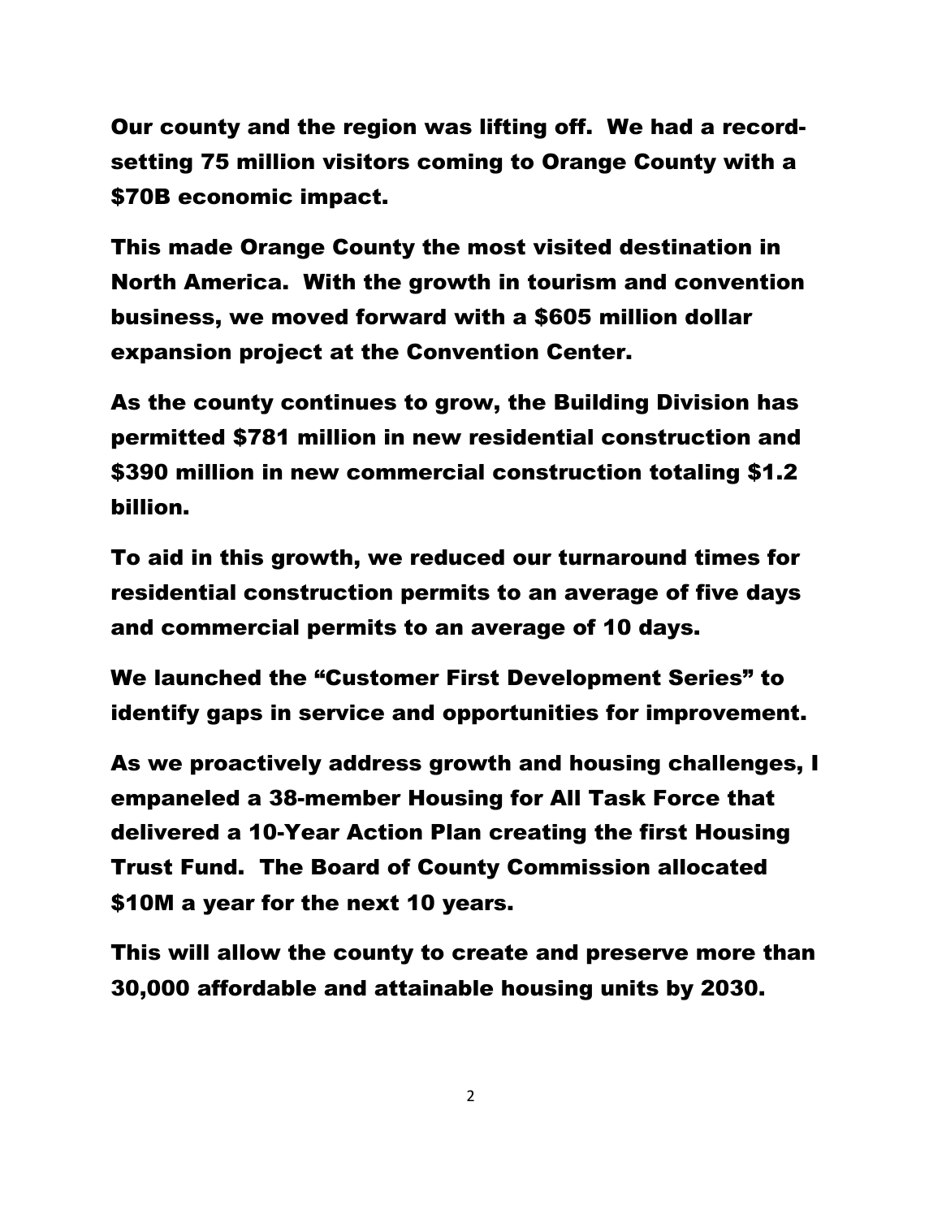**Our county and the region was lifting off. We had a record-setting 75 million visitors coming to Orange County with a $70B economic impact.**

**This made Orange County the most visited destination in North America. With the growth in tourism and convention business, we moved forward with a $605 million dollar expansion project at the Convention Center.**

**As the county continues to grow, the Building Division has permitted $781 million in new residential construction and $390 million in new commercial construction totaling $1.2 billion.**

**To aid in this growth, we reduced our turnaround times for residential construction permits to an average of five days and commercial permits to an average of 10 days.**

**We launched the "Customer First Development Series" to identify gaps in service and opportunities for improvement.**

**As we proactively address growth and housing challenges, I empaneled a 38-member Housing for All Task Force that delivered a 10-Year Action Plan creating the first Housing Trust Fund. The Board of County Commission allocated $10M a year for the next 10 years.**

**This will allow the county to create and preserve more than 30,000 affordable and attainable housing units by 2030.**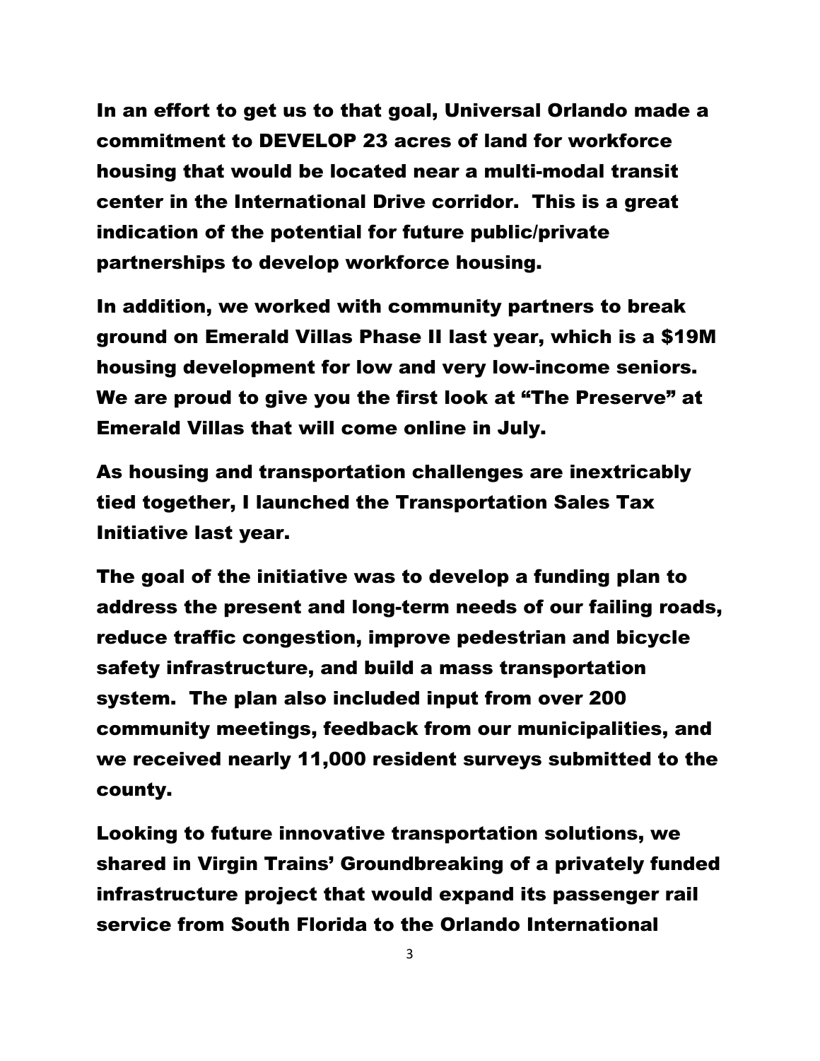**In an effort to get us to that goal, Universal Orlando made a commitment to DEVELOP 23 acres of land for workforce housing that would be located near a multi-modal transit center in the International Drive corridor. This is a great indication of the potential for future public/private partnerships to develop workforce housing.**

**In addition, we worked with community partners to break ground on Emerald Villas Phase II last year, which is a $19M housing development for low and very low-income seniors. We are proud to give you the first look at "The Preserve" at Emerald Villas that will come online in July.**

**As housing and transportation challenges are inextricably tied together, I launched the Transportation Sales Tax Initiative last year.**

**The goal of the initiative was to develop a funding plan to address the present and long-term needs of our failing roads, reduce traffic congestion, improve pedestrian and bicycle safety infrastructure, and build a mass transportation system. The plan also included input from over 200 community meetings, feedback from our municipalities, and we received nearly 11,000 resident surveys submitted to the county.**

**Looking to future innovative transportation solutions, we shared in Virgin Trains' Groundbreaking of a privately funded infrastructure project that would expand its passenger rail service from South Florida to the Orlando International**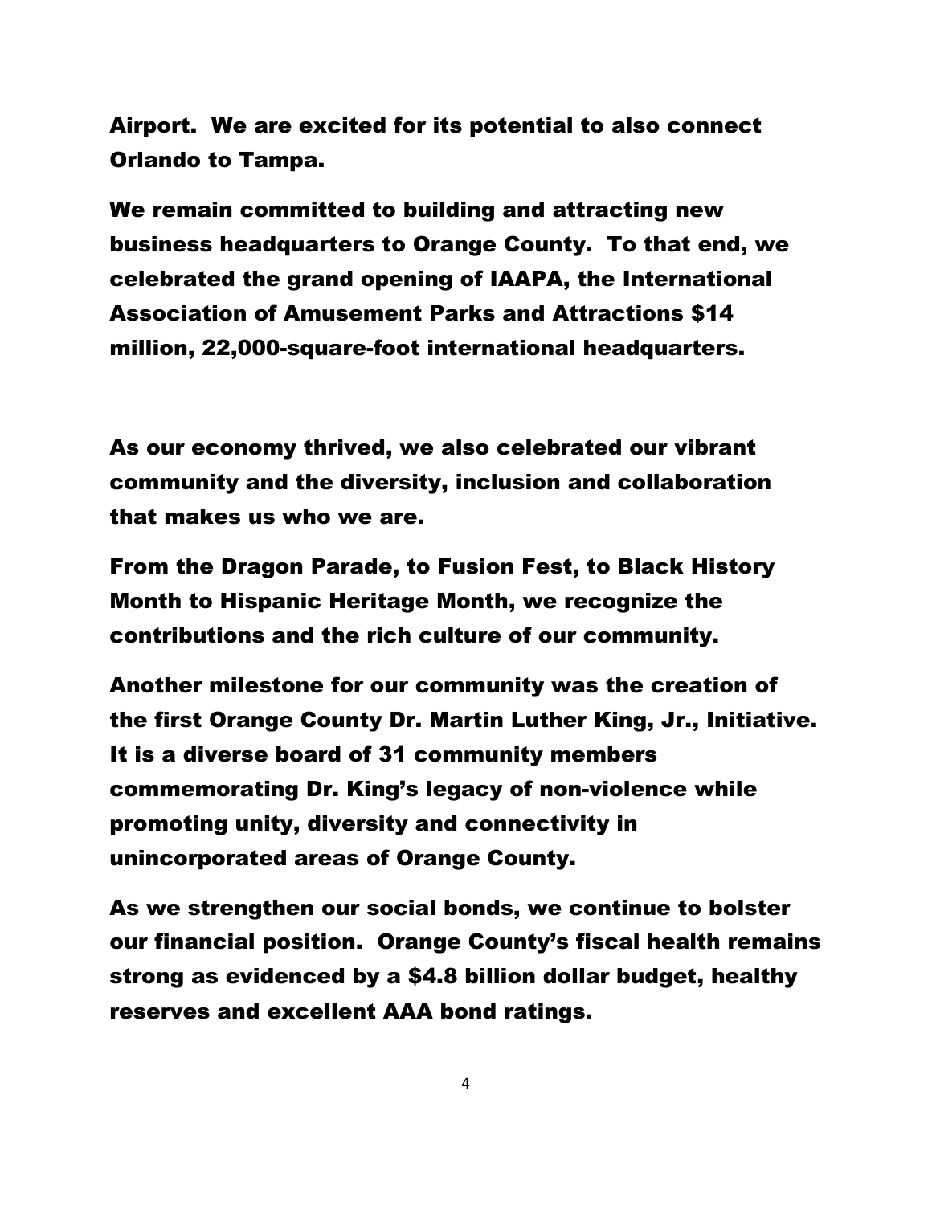Airport. We are excited for its potential to also connect Orlando to Tampa.

We remain committed to building and attracting new business headquarters to Orange County. To that end, we celebrated the grand opening of IAAPA, the International Association of Amusement Parks and Attractions $14 million, 22,000-square-foot international headquarters.

As our economy thrived, we also celebrated our vibrant community and the diversity, inclusion and collaboration that makes us who we are.

From the Dragon Parade, to Fusion Fest, to Black History Month to Hispanic Heritage Month, we recognize the contributions and the rich culture of our community.

Another milestone for our community was the creation of the first Orange County Dr. Martin Luther King, Jr., Initiative. It is a diverse board of 31 community members commemorating Dr. King's legacy of non-violence while promoting unity, diversity and connectivity in unincorporated areas of Orange County.

As we strengthen our social bonds, we continue to bolster our financial position. Orange County's fiscal health remains strong as evidenced by a $4.8 billion dollar budget, healthy reserves and excellent AAA bond ratings.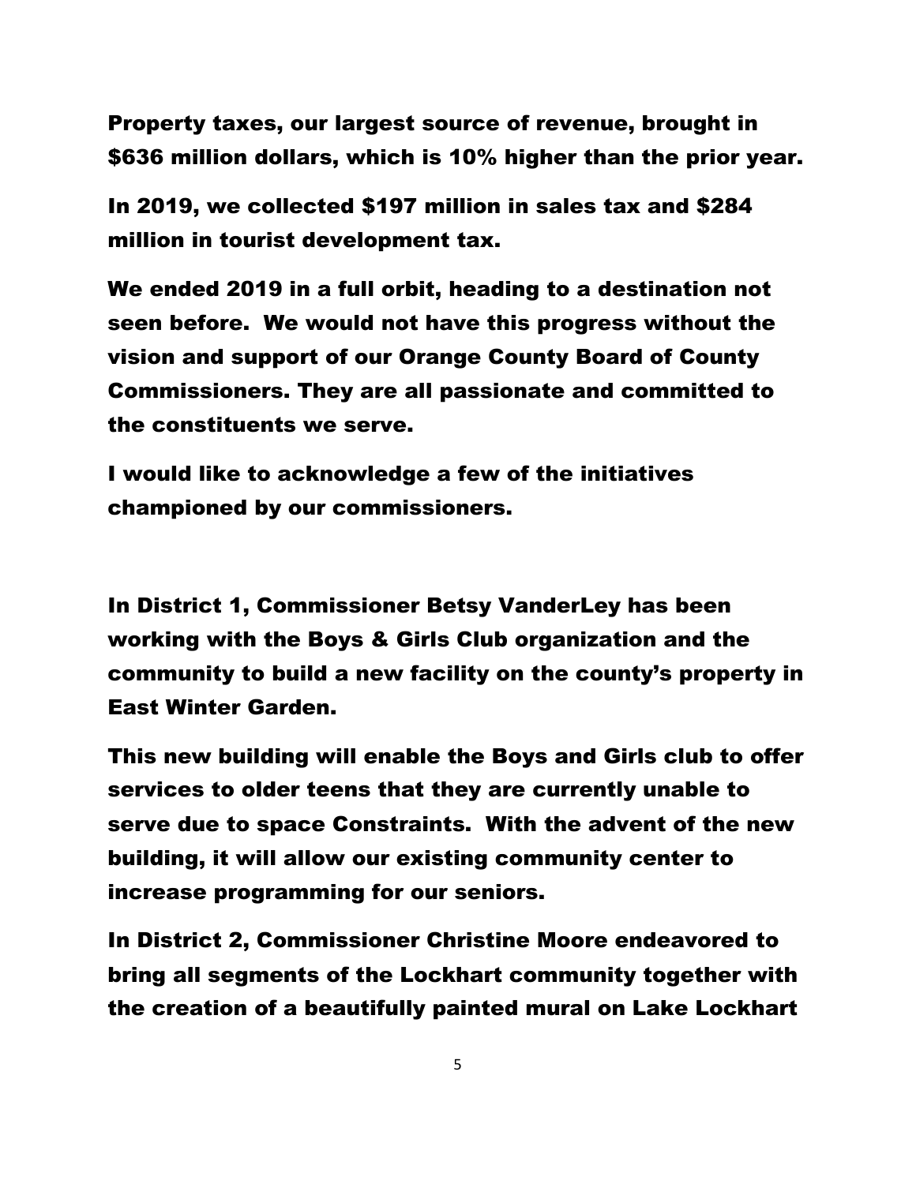Property taxes, our largest source of revenue, brought in $636 million dollars, which is 10% higher than the prior year.

In 2019, we collected $197 million in sales tax and $284 million in tourist development tax.

We ended 2019 in a full orbit, heading to a destination not seen before. We would not have this progress without the vision and support of our Orange County Board of County Commissioners. They are all passionate and committed to the constituents we serve.

I would like to acknowledge a few of the initiatives championed by our commissioners.

In District 1, Commissioner Betsy VanderLey has been working with the Boys & Girls Club organization and the community to build a new facility on the county's property in East Winter Garden.

This new building will enable the Boys and Girls club to offer services to older teens that they are currently unable to serve due to space Constraints. With the advent of the new building, it will allow our existing community center to increase programming for our seniors.

In District 2, Commissioner Christine Moore endeavored to bring all segments of the Lockhart community together with the creation of a beautifully painted mural on Lake Lockhart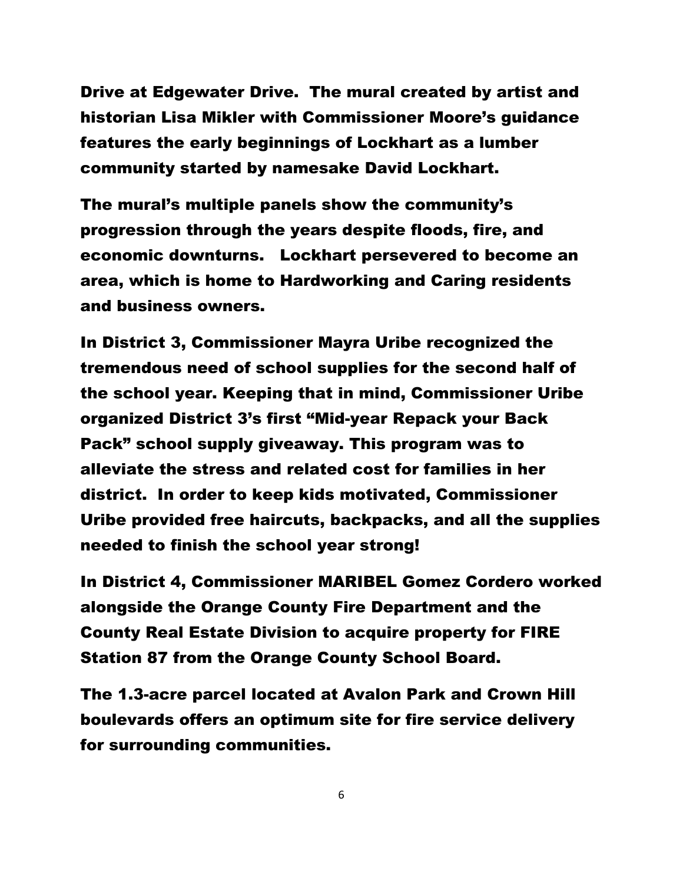Drive at Edgewater Drive. The mural created by artist and historian Lisa Mikler with Commissioner Moore's guidance features the early beginnings of Lockhart as a lumber community started by namesake David Lockhart.

The mural's multiple panels show the community's progression through the years despite floods, fire, and economic downturns. Lockhart persevered to become an area, which is home to Hardworking and Caring residents and business owners.

In District 3, Commissioner Mayra Uribe recognized the tremendous need of school supplies for the second half of the school year. Keeping that in mind, Commissioner Uribe organized District 3's first "Mid-year Repack your Back Pack" school supply giveaway. This program was to alleviate the stress and related cost for families in her district. In order to keep kids motivated, Commissioner Uribe provided free haircuts, backpacks, and all the supplies needed to finish the school year strong!

In District 4, Commissioner MARIBEL Gomez Cordero worked alongside the Orange County Fire Department and the County Real Estate Division to acquire property for FIRE Station 87 from the Orange County School Board.

The 1.3-acre parcel located at Avalon Park and Crown Hill boulevards offers an optimum site for fire service delivery for surrounding communities.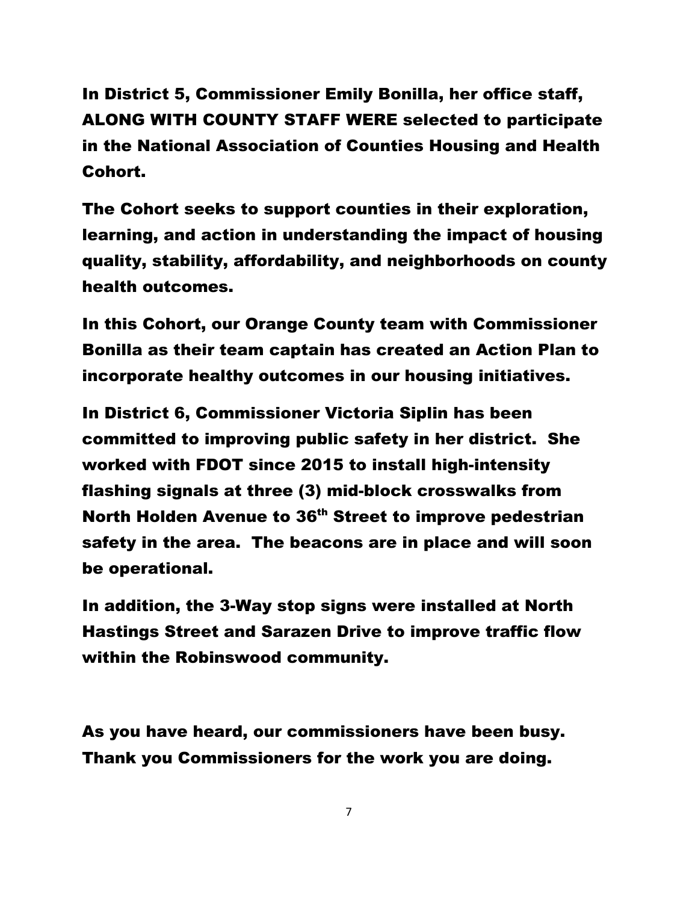**In District 5, Commissioner Emily Bonilla, her office staff, ALONG WITH COUNTY STAFF WERE selected to participate in the National Association of Counties Housing and Health Cohort.**

**The Cohort seeks to support counties in their exploration, learning, and action in understanding the impact of housing quality, stability, affordability, and neighborhoods on county health outcomes.**

**In this Cohort, our Orange County team with Commissioner Bonilla as their team captain has created an Action Plan to incorporate healthy outcomes in our housing initiatives.**

**In District 6, Commissioner Victoria Siplin has been committed to improving public safety in her district. She worked with FDOT since 2015 to install high-intensity flashing signals at three (3) mid-block crosswalks from North Holden Avenue to 36th Street to improve pedestrian safety in the area. The beacons are in place and will soon be operational.**

**In addition, the 3-Way stop signs were installed at North Hastings Street and Sarazen Drive to improve traffic flow within the Robinswood community.**

**As you have heard, our commissioners have been busy. Thank you Commissioners for the work you are doing.**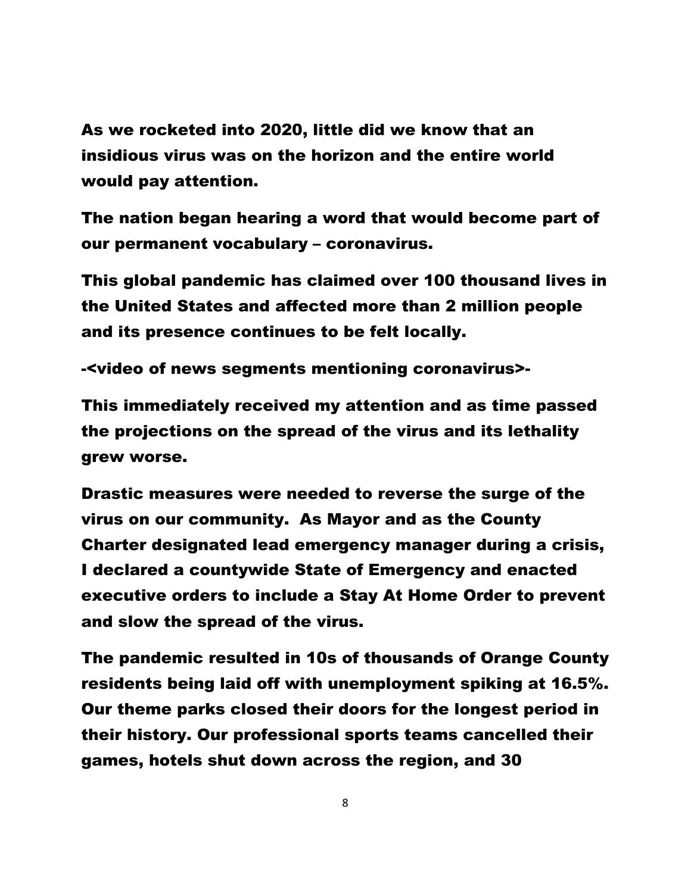As we rocketed into 2020, little did we know that an insidious virus was on the horizon and the entire world would pay attention.

The nation began hearing a word that would become part of our permanent vocabulary – coronavirus.

This global pandemic has claimed over 100 thousand lives in the United States and affected more than 2 million people and its presence continues to be felt locally.

-<video of news segments mentioning coronavirus>-

This immediately received my attention and as time passed the projections on the spread of the virus and its lethality grew worse.

Drastic measures were needed to reverse the surge of the virus on our community. As Mayor and as the County Charter designated lead emergency manager during a crisis, I declared a countywide State of Emergency and enacted executive orders to include a Stay At Home Order to prevent and slow the spread of the virus.

The pandemic resulted in 10s of thousands of Orange County residents being laid off with unemployment spiking at 16.5%. Our theme parks closed their doors for the longest period in their history. Our professional sports teams cancelled their games, hotels shut down across the region, and 30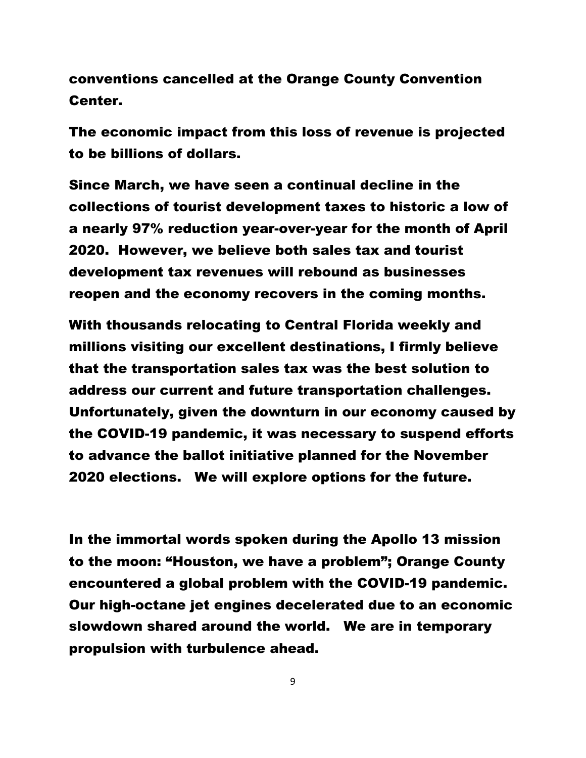conventions cancelled at the Orange County Convention Center.

The economic impact from this loss of revenue is projected to be billions of dollars.

Since March, we have seen a continual decline in the collections of tourist development taxes to historic a low of a nearly 97% reduction year-over-year for the month of April 2020. However, we believe both sales tax and tourist development tax revenues will rebound as businesses reopen and the economy recovers in the coming months.

With thousands relocating to Central Florida weekly and millions visiting our excellent destinations, I firmly believe that the transportation sales tax was the best solution to address our current and future transportation challenges. Unfortunately, given the downturn in our economy caused by the COVID-19 pandemic, it was necessary to suspend efforts to advance the ballot initiative planned for the November 2020 elections. We will explore options for the future.

In the immortal words spoken during the Apollo 13 mission to the moon: "Houston, we have a problem"; Orange County encountered a global problem with the COVID-19 pandemic. Our high-octane jet engines decelerated due to an economic slowdown shared around the world. We are in temporary propulsion with turbulence ahead.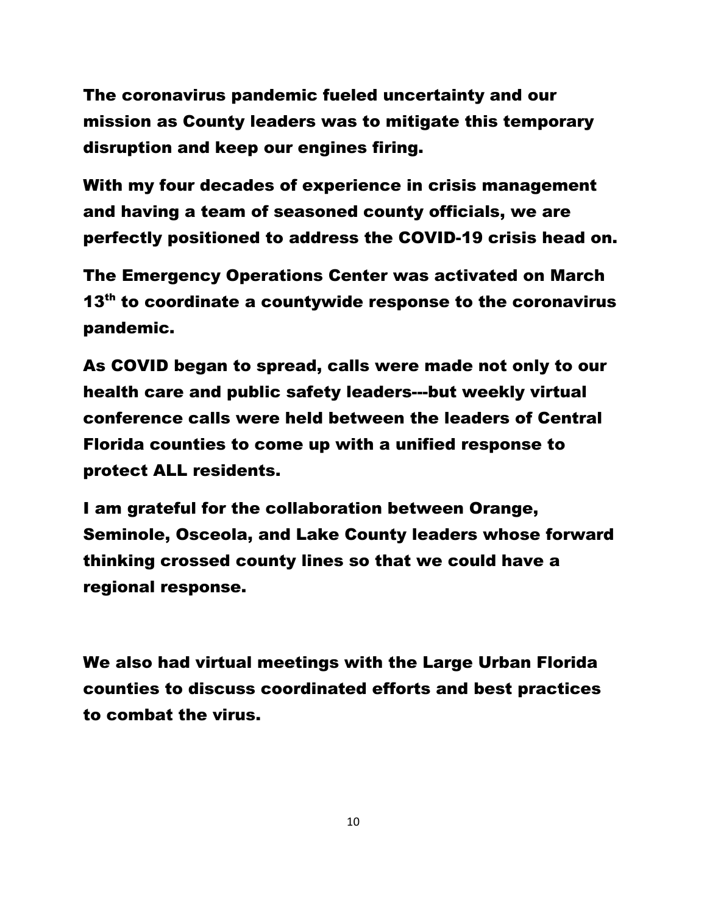The coronavirus pandemic fueled uncertainty and our mission as County leaders was to mitigate this temporary disruption and keep our engines firing.

With my four decades of experience in crisis management and having a team of seasoned county officials, we are perfectly positioned to address the COVID-19 crisis head on.

The Emergency Operations Center was activated on March 13th to coordinate a countywide response to the coronavirus pandemic.

As COVID began to spread, calls were made not only to our health care and public safety leaders---but weekly virtual conference calls were held between the leaders of Central Florida counties to come up with a unified response to protect ALL residents.

I am grateful for the collaboration between Orange, Seminole, Osceola, and Lake County leaders whose forward thinking crossed county lines so that we could have a regional response.

We also had virtual meetings with the Large Urban Florida counties to discuss coordinated efforts and best practices to combat the virus.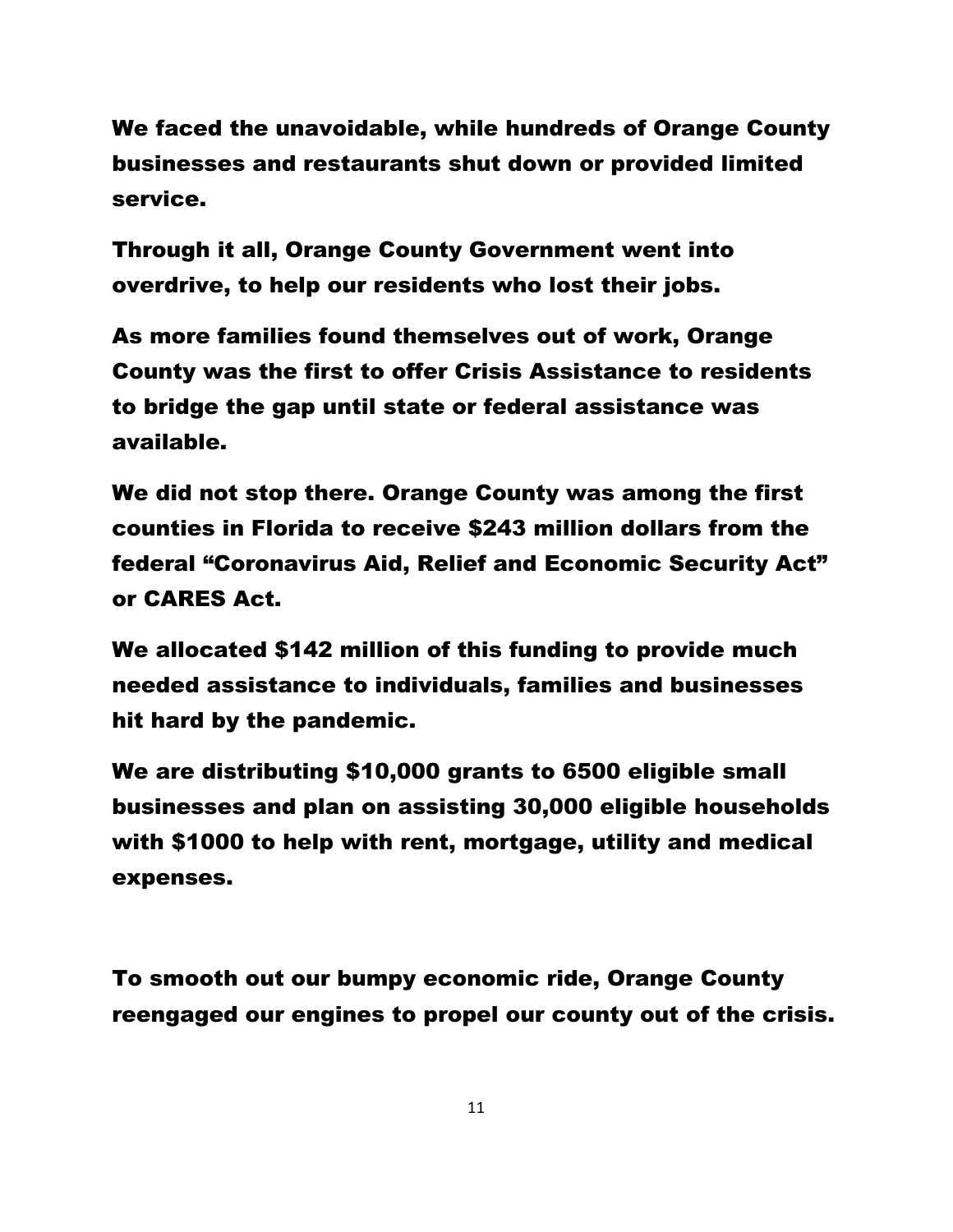**We faced the unavoidable, while hundreds of Orange County businesses and restaurants shut down or provided limited service.**

**Through it all, Orange County Government went into overdrive, to help our residents who lost their jobs.**

**As more families found themselves out of work, Orange County was the first to offer Crisis Assistance to residents to bridge the gap until state or federal assistance was available.**

**We did not stop there. Orange County was among the first counties in Florida to receive $243 million dollars from the federal "Coronavirus Aid, Relief and Economic Security Act" or CARES Act.**

**We allocated $142 million of this funding to provide much needed assistance to individuals, families and businesses hit hard by the pandemic.**

**We are distributing $10,000 grants to 6500 eligible small businesses and plan on assisting 30,000 eligible households with $1000 to help with rent, mortgage, utility and medical expenses.**

**To smooth out our bumpy economic ride, Orange County reengaged our engines to propel our county out of the crisis.**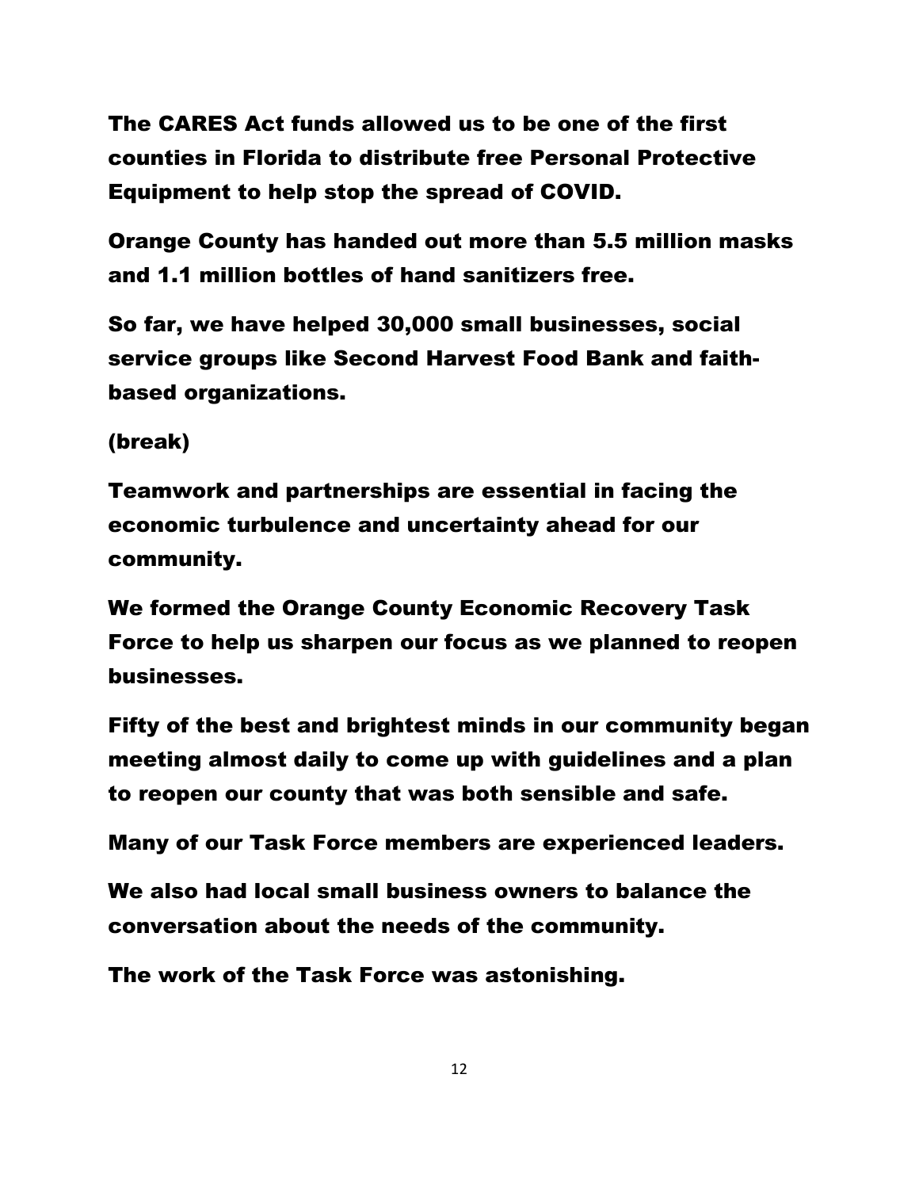**The CARES Act funds allowed us to be one of the first counties in Florida to distribute free Personal Protective Equipment to help stop the spread of COVID.**

**Orange County has handed out more than 5.5 million masks and 1.1 million bottles of hand sanitizers free.**

**So far, we have helped 30,000 small businesses, social service groups like Second Harvest Food Bank and faith-based organizations.**

**(break)**

**Teamwork and partnerships are essential in facing the economic turbulence and uncertainty ahead for our community.**

**We formed the Orange County Economic Recovery Task Force to help us sharpen our focus as we planned to reopen businesses.**

**Fifty of the best and brightest minds in our community began meeting almost daily to come up with guidelines and a plan to reopen our county that was both sensible and safe.**

**Many of our Task Force members are experienced leaders.**

**We also had local small business owners to balance the conversation about the needs of the community.**

**The work of the Task Force was astonishing.**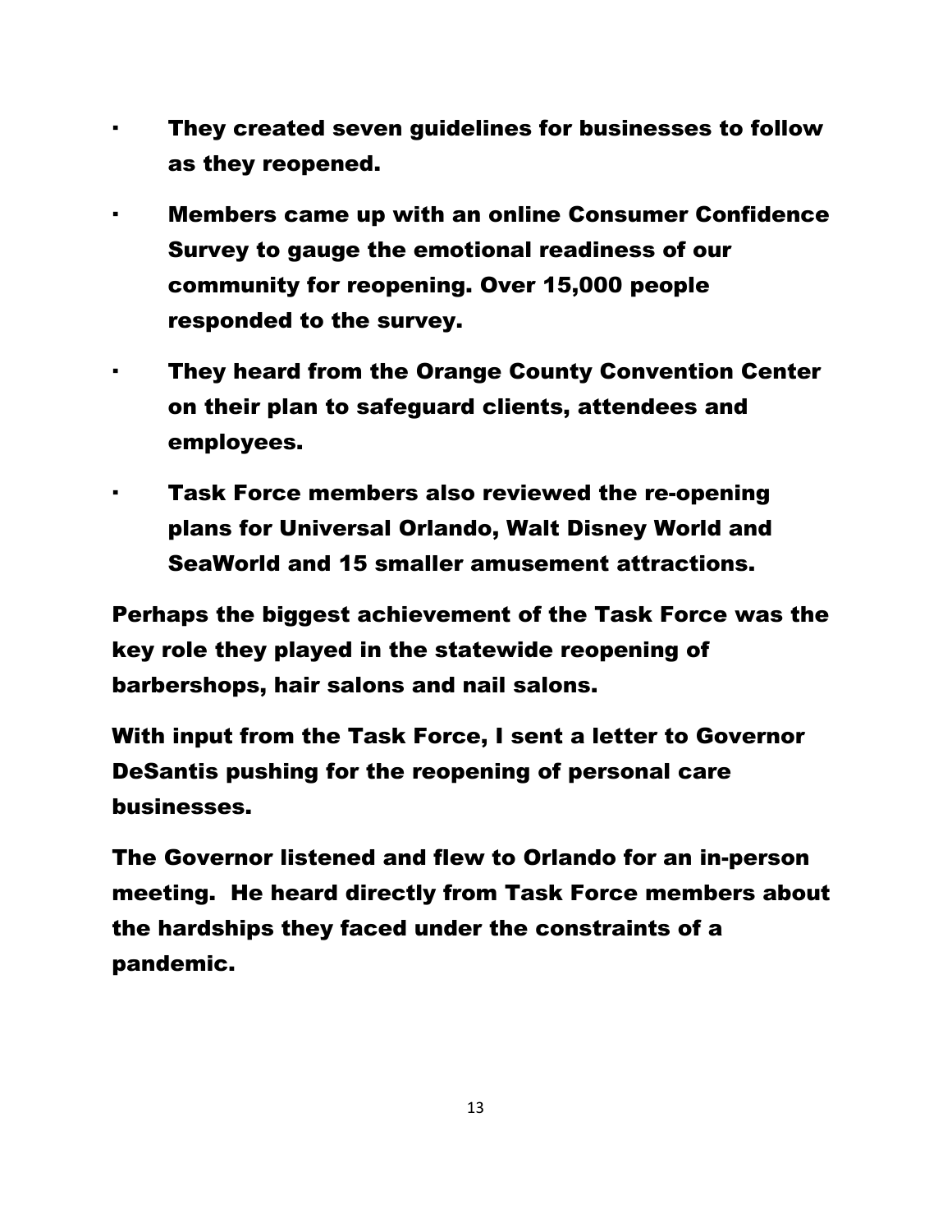- They created seven guidelines for businesses to follow as they reopened.
- Members came up with an online Consumer Confidence Survey to gauge the emotional readiness of our community for reopening. Over 15,000 people responded to the survey.
- They heard from the Orange County Convention Center on their plan to safeguard clients, attendees and employees.
- Task Force members also reviewed the re-opening plans for Universal Orlando, Walt Disney World and SeaWorld and 15 smaller amusement attractions.

Perhaps the biggest achievement of the Task Force was the key role they played in the statewide reopening of barbershops, hair salons and nail salons.

With input from the Task Force, I sent a letter to Governor DeSantis pushing for the reopening of personal care businesses.

The Governor listened and flew to Orlando for an in-person meeting. He heard directly from Task Force members about the hardships they faced under the constraints of a pandemic.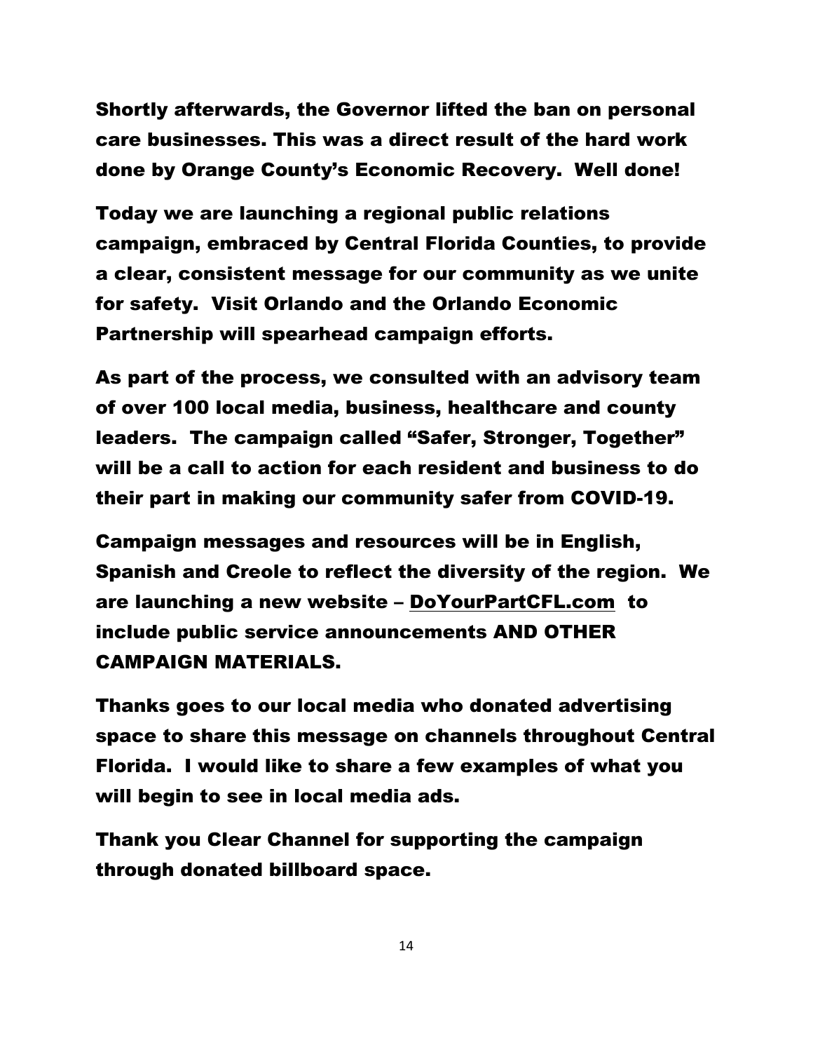**Shortly afterwards, the Governor lifted the ban on personal care businesses. This was a direct result of the hard work done by Orange County's Economic Recovery. Well done!**

**Today we are launching a regional public relations campaign, embraced by Central Florida Counties, to provide a clear, consistent message for our community as we unite for safety. Visit Orlando and the Orlando Economic Partnership will spearhead campaign efforts.**

**As part of the process, we consulted with an advisory team of over 100 local media, business, healthcare and county leaders. The campaign called "Safer, Stronger, Together" will be a call to action for each resident and business to do their part in making our community safer from COVID-19.**

**Campaign messages and resources will be in English, Spanish and Creole to reflect the diversity of the region. We are launching a new website – DoYourPartCFL.com to include public service announcements AND OTHER CAMPAIGN MATERIALS.**

**Thanks goes to our local media who donated advertising space to share this message on channels throughout Central Florida. I would like to share a few examples of what you will begin to see in local media ads.**

**Thank you Clear Channel for supporting the campaign through donated billboard space.**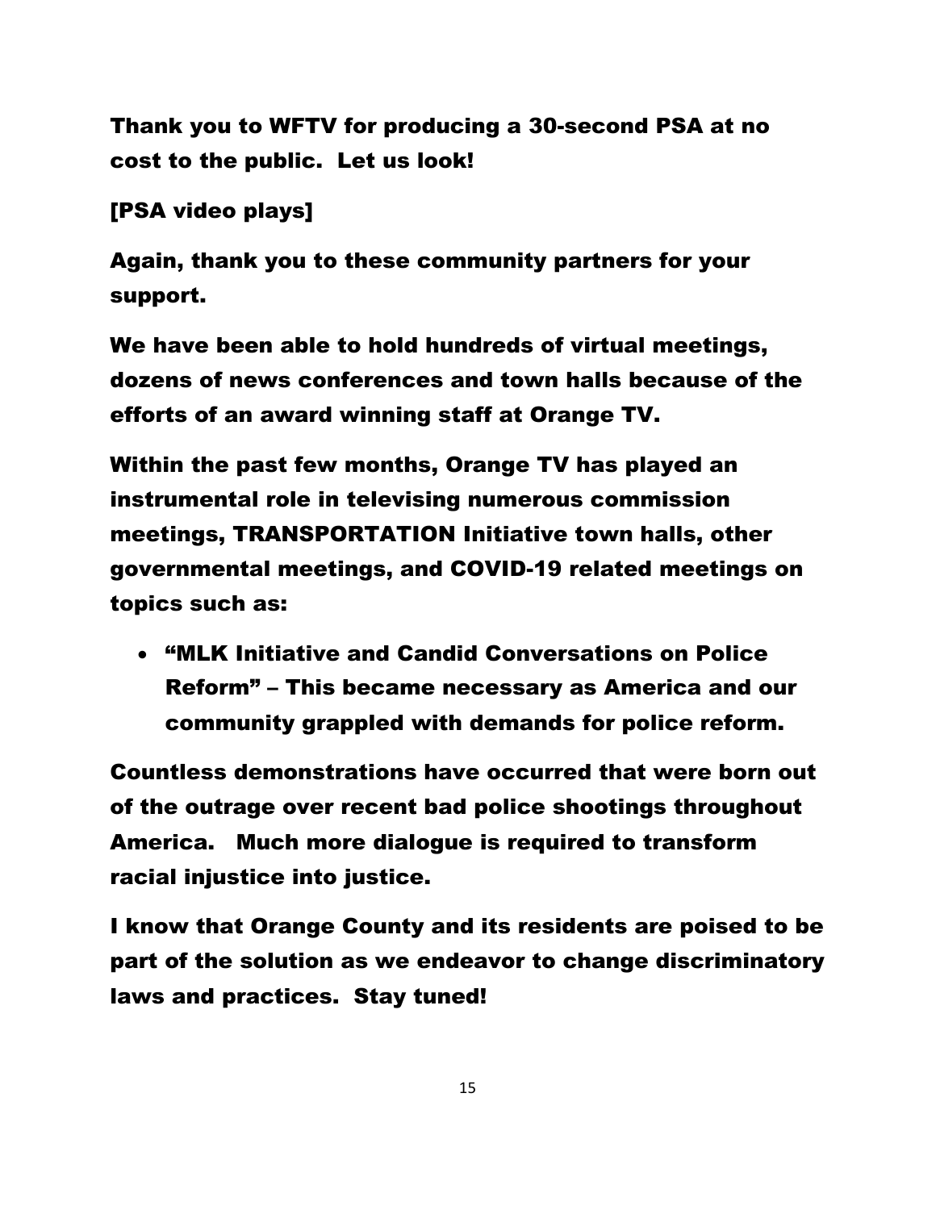Thank you to WFTV for producing a 30-second PSA at no cost to the public. Let us look!

[PSA video plays]

Again, thank you to these community partners for your support.

We have been able to hold hundreds of virtual meetings, dozens of news conferences and town halls because of the efforts of an award winning staff at Orange TV.

Within the past few months, Orange TV has played an instrumental role in televising numerous commission meetings, TRANSPORTATION Initiative town halls, other governmental meetings, and COVID-19 related meetings on topics such as:

- "MLK Initiative and Candid Conversations on Police Reform" – This became necessary as America and our community grappled with demands for police reform.

Countless demonstrations have occurred that were born out of the outrage over recent bad police shootings throughout America. Much more dialogue is required to transform racial injustice into justice.

I know that Orange County and its residents are poised to be part of the solution as we endeavor to change discriminatory laws and practices. Stay tuned!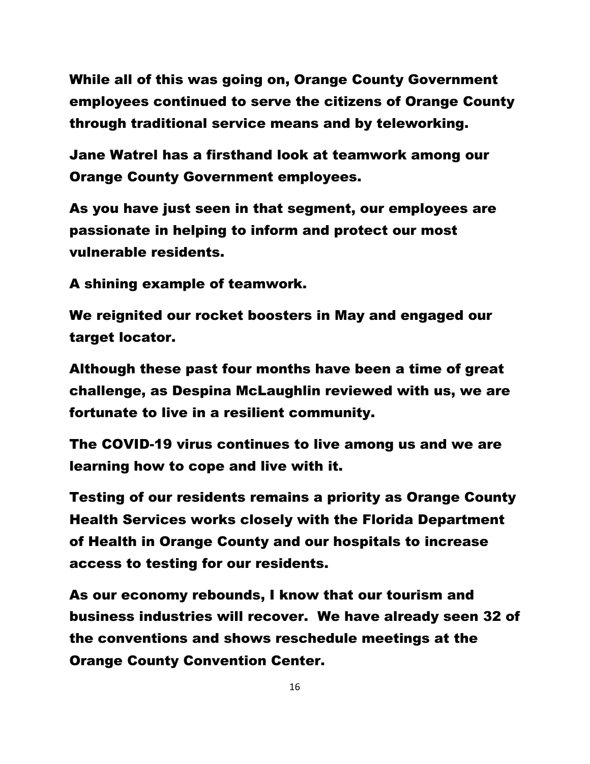**While all of this was going on, Orange County Government employees continued to serve the citizens of Orange County through traditional service means and by teleworking.**

**Jane Watrel has a firsthand look at teamwork among our Orange County Government employees.**

**As you have just seen in that segment, our employees are passionate in helping to inform and protect our most vulnerable residents.**

**A shining example of teamwork.**

**We reignited our rocket boosters in May and engaged our target locator.**

**Although these past four months have been a time of great challenge, as Despina McLaughlin reviewed with us, we are fortunate to live in a resilient community.**

**The COVID-19 virus continues to live among us and we are learning how to cope and live with it.**

**Testing of our residents remains a priority as Orange County Health Services works closely with the Florida Department of Health in Orange County and our hospitals to increase access to testing for our residents.**

**As our economy rebounds, I know that our tourism and business industries will recover. We have already seen 32 of the conventions and shows reschedule meetings at the Orange County Convention Center.**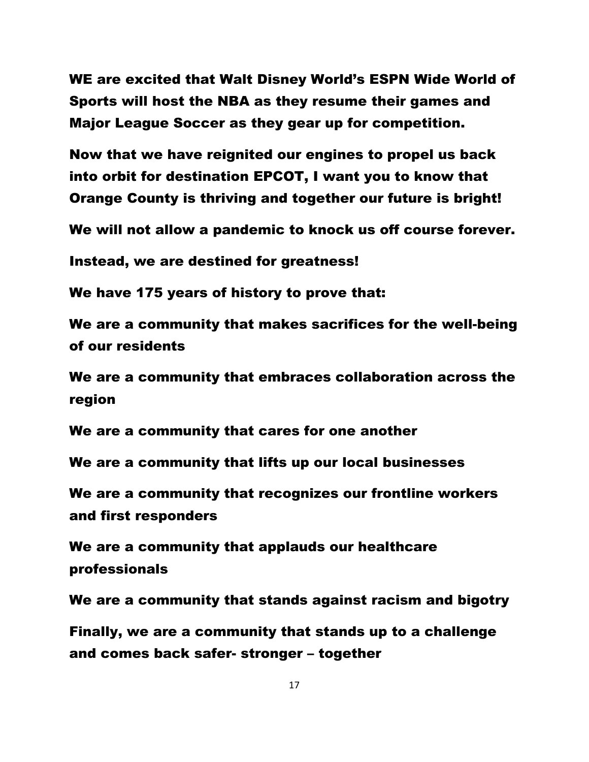**WE are excited that Walt Disney World's ESPN Wide World of Sports will host the NBA as they resume their games and Major League Soccer as they gear up for competition.**

**Now that we have reignited our engines to propel us back into orbit for destination EPCOT, I want you to know that Orange County is thriving and together our future is bright!**

**We will not allow a pandemic to knock us off course forever.**

**Instead, we are destined for greatness!**

**We have 175 years of history to prove that:**

**We are a community that makes sacrifices for the well-being of our residents**

**We are a community that embraces collaboration across the region**

**We are a community that cares for one another**

**We are a community that lifts up our local businesses**

**We are a community that recognizes our frontline workers and first responders**

**We are a community that applauds our healthcare professionals**

**We are a community that stands against racism and bigotry**

**Finally, we are a community that stands up to a challenge and comes back safer- stronger – together**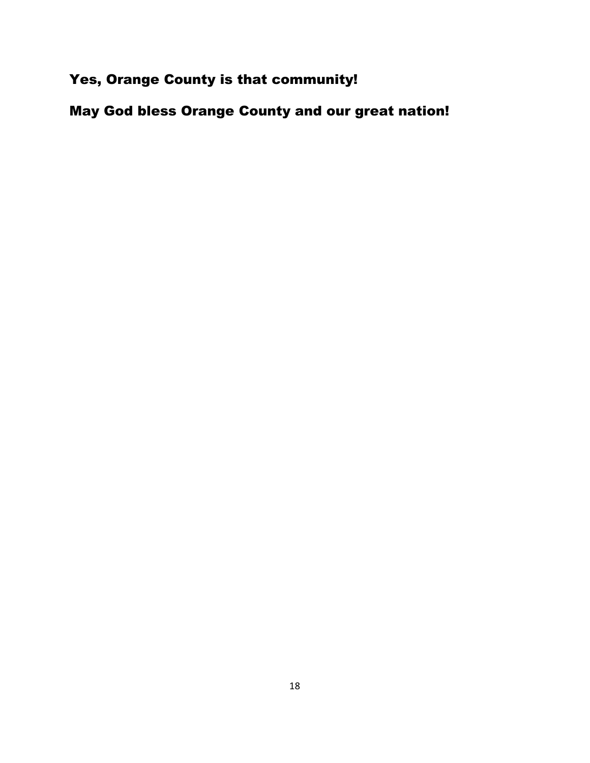**Yes, Orange County is that community!**

**May God bless Orange County and our great nation!**